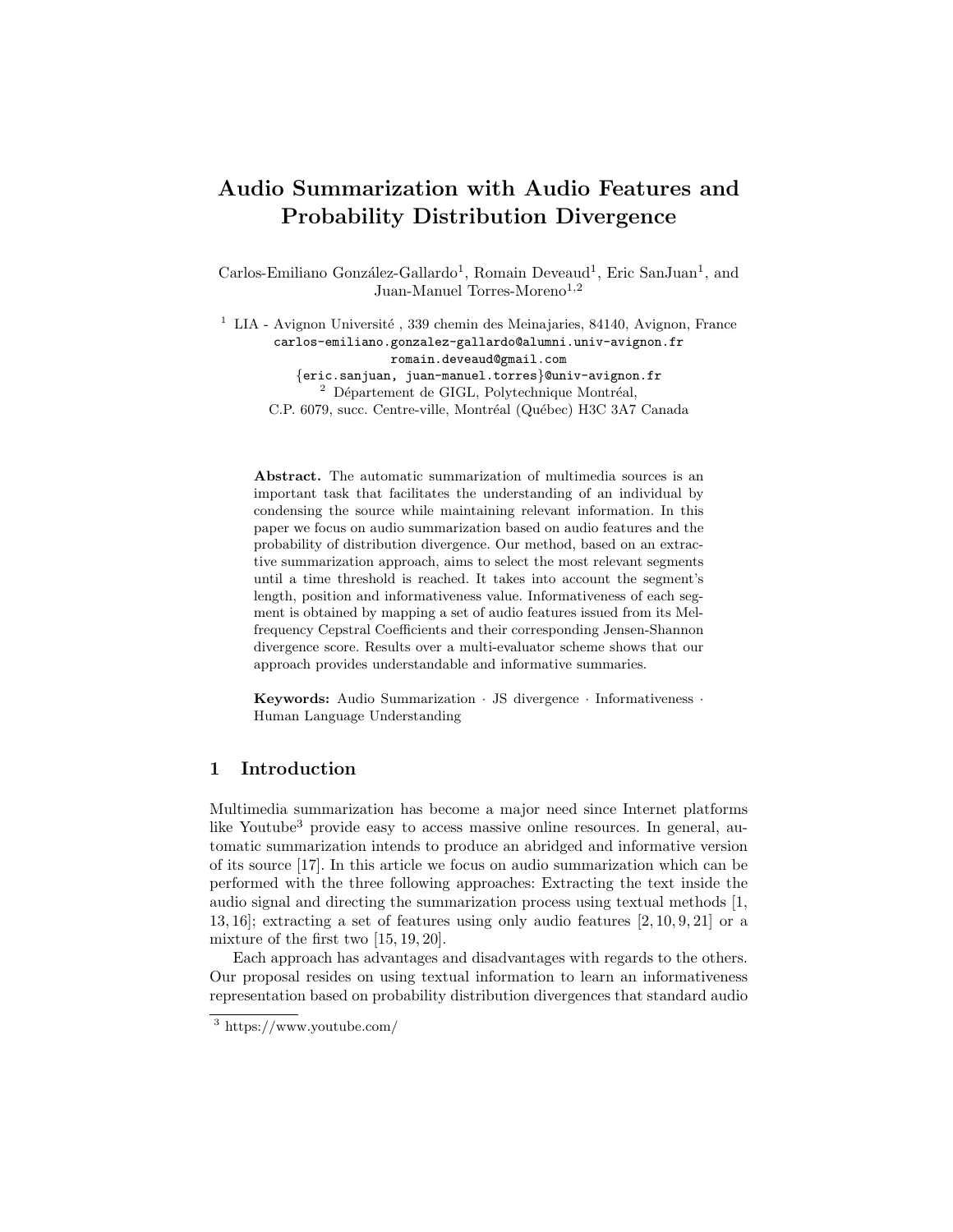# Audio Summarization with Audio Features and Probability Distribution Divergence

Carlos-Emiliano González-Gallardo[1], Romain Deveaud[1], Eric SanJuan[1], and Juan-Manuel Torres-Moreno[1,2]

[1] LIA - Avignon Université , 339 chemin des Meinajaries, 84140, Avignon, France
carlos-emiliano.gonzalez-gallardo@alumni.univ-avignon.fr
romain.deveaud@gmail.com
{eric.sanjuan, juan-manuel.torres}@univ-avignon.fr
[2] Département de GIGL, Polytechnique Montréal,
C.P. 6079, succ. Centre-ville, Montréal (Québec) H3C 3A7 Canada

**Abstract.** The automatic summarization of multimedia sources is an important task that facilitates the understanding of an individual by condensing the source while maintaining relevant information. In this paper we focus on audio summarization based on audio features and the probability of distribution divergence. Our method, based on an extractive summarization approach, aims to select the most relevant segments until a time threshold is reached. It takes into account the segment's length, position and informativeness value. Informativeness of each segment is obtained by mapping a set of audio features issued from its Mel-frequency Cepstral Coefficients and their corresponding Jensen-Shannon divergence score. Results over a multi-evaluator scheme shows that our approach provides understandable and informative summaries.

**Keywords:** Audio Summarization · JS divergence · Informativeness · Human Language Understanding

## 1 Introduction

Multimedia summarization has become a major need since Internet platforms like Youtube[3] provide easy to access massive online resources. In general, automatic summarization intends to produce an abridged and informative version of its source [17]. In this article we focus on audio summarization which can be performed with the three following approaches: Extracting the text inside the audio signal and directing the summarization process using textual methods [1, 13, 16]; extracting a set of features using only audio features [2, 10, 9, 21] or a mixture of the first two [15, 19, 20].

Each approach has advantages and disadvantages with regards to the others. Our proposal resides on using textual information to learn an informativeness representation based on probability distribution divergences that standard audio

[3] https://www.youtube.com/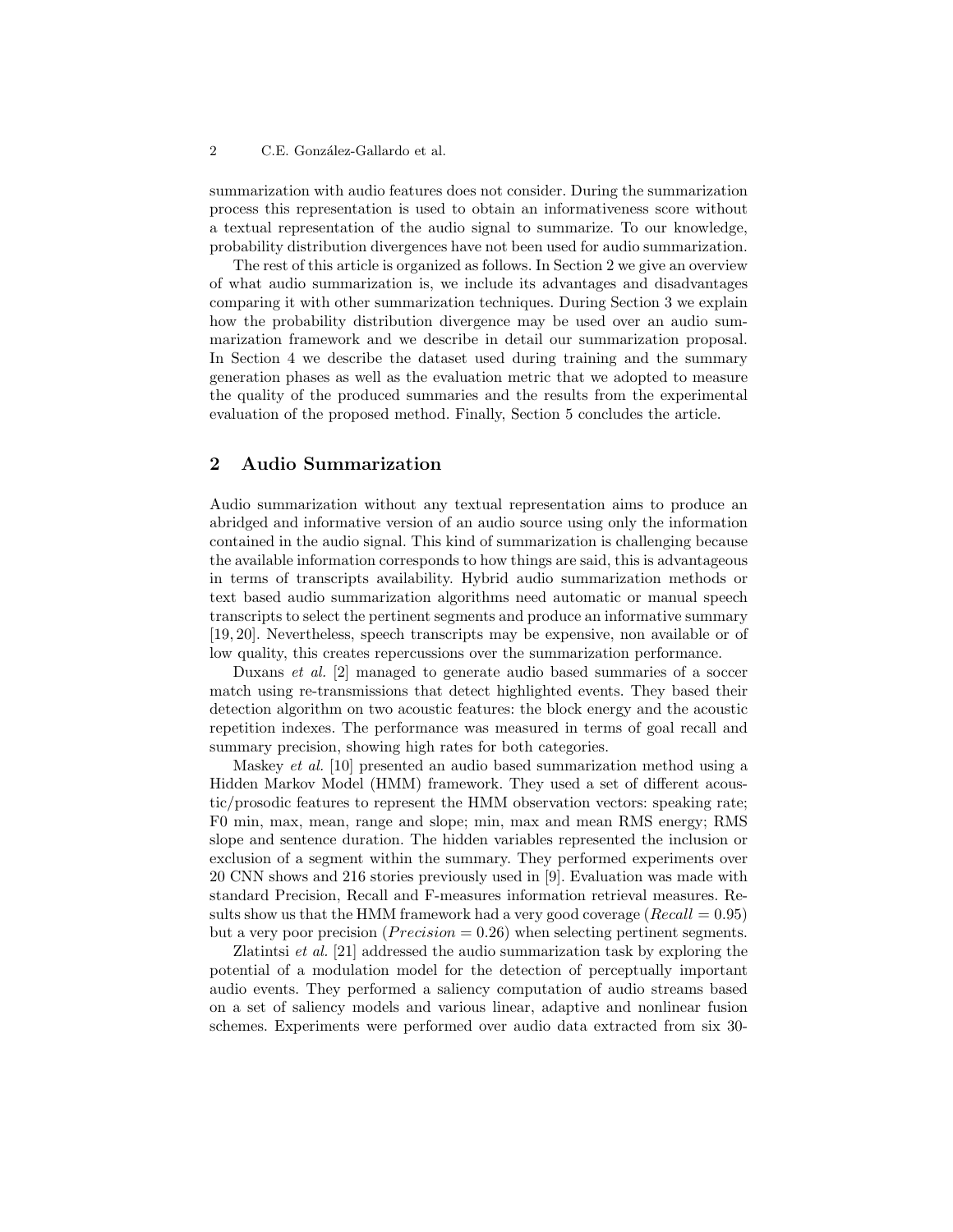summarization with audio features does not consider. During the summarization process this representation is used to obtain an informativeness score without a textual representation of the audio signal to summarize. To our knowledge, probability distribution divergences have not been used for audio summarization.

The rest of this article is organized as follows. In Section 2 we give an overview of what audio summarization is, we include its advantages and disadvantages comparing it with other summarization techniques. During Section 3 we explain how the probability distribution divergence may be used over an audio summarization framework and we describe in detail our summarization proposal. In Section 4 we describe the dataset used during training and the summary generation phases as well as the evaluation metric that we adopted to measure the quality of the produced summaries and the results from the experimental evaluation of the proposed method. Finally, Section 5 concludes the article.

## 2 Audio Summarization

Audio summarization without any textual representation aims to produce an abridged and informative version of an audio source using only the information contained in the audio signal. This kind of summarization is challenging because the available information corresponds to how things are said, this is advantageous in terms of transcripts availability. Hybrid audio summarization methods or text based audio summarization algorithms need automatic or manual speech transcripts to select the pertinent segments and produce an informative summary [19, 20]. Nevertheless, speech transcripts may be expensive, non available or of low quality, this creates repercussions over the summarization performance.

Duxans *et al.* [2] managed to generate audio based summaries of a soccer match using re-transmissions that detect highlighted events. They based their detection algorithm on two acoustic features: the block energy and the acoustic repetition indexes. The performance was measured in terms of goal recall and summary precision, showing high rates for both categories.

Maskey *et al.* [10] presented an audio based summarization method using a Hidden Markov Model (HMM) framework. They used a set of different acoustic/prosodic features to represent the HMM observation vectors: speaking rate; F0 min, max, mean, range and slope; min, max and mean RMS energy; RMS slope and sentence duration. The hidden variables represented the inclusion or exclusion of a segment within the summary. They performed experiments over 20 CNN shows and 216 stories previously used in [9]. Evaluation was made with standard Precision, Recall and F-measures information retrieval measures. Results show us that the HMM framework had a very good coverage ($Recall = 0.95$) but a very poor precision ($Precision = 0.26$) when selecting pertinent segments.

Zlatintsi *et al.* [21] addressed the audio summarization task by exploring the potential of a modulation model for the detection of perceptually important audio events. They performed a saliency computation of audio streams based on a set of saliency models and various linear, adaptive and nonlinear fusion schemes. Experiments were performed over audio data extracted from six 30-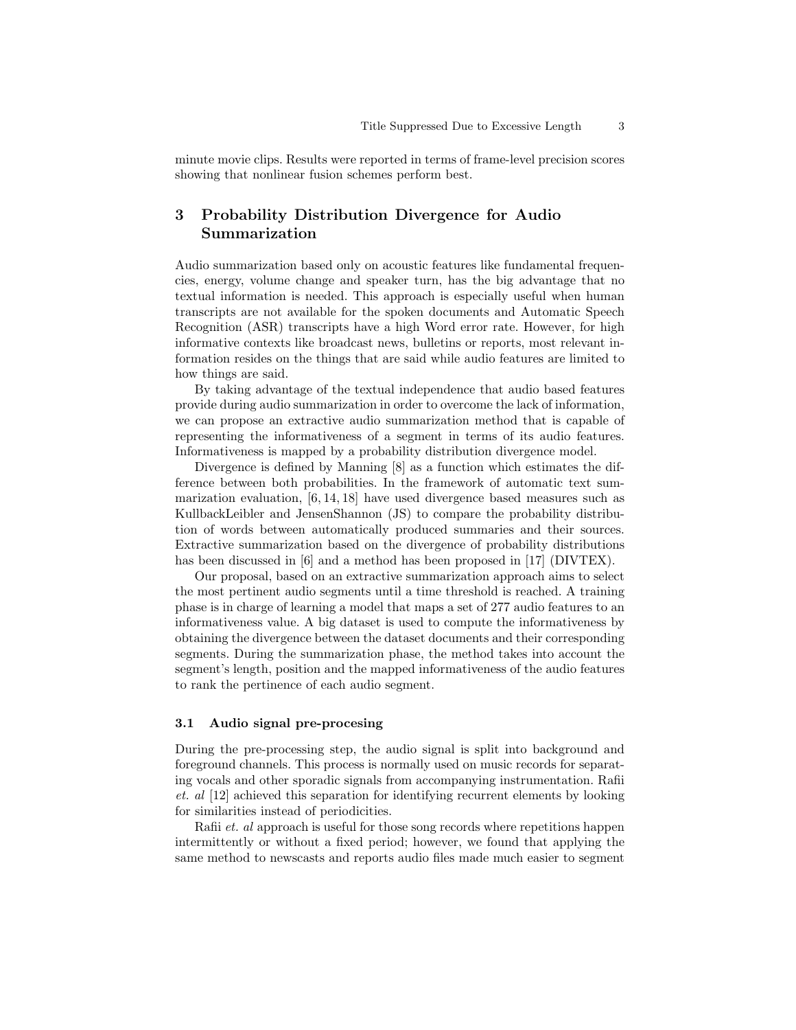minute movie clips. Results were reported in terms of frame-level precision scores showing that nonlinear fusion schemes perform best.

## 3 Probability Distribution Divergence for Audio Summarization

Audio summarization based only on acoustic features like fundamental frequencies, energy, volume change and speaker turn, has the big advantage that no textual information is needed. This approach is especially useful when human transcripts are not available for the spoken documents and Automatic Speech Recognition (ASR) transcripts have a high Word error rate. However, for high informative contexts like broadcast news, bulletins or reports, most relevant information resides on the things that are said while audio features are limited to how things are said.

By taking advantage of the textual independence that audio based features provide during audio summarization in order to overcome the lack of information, we can propose an extractive audio summarization method that is capable of representing the informativeness of a segment in terms of its audio features. Informativeness is mapped by a probability distribution divergence model.

Divergence is defined by Manning [8] as a function which estimates the difference between both probabilities. In the framework of automatic text summarization evaluation, [6, 14, 18] have used divergence based measures such as KullbackLeibler and JensenShannon (JS) to compare the probability distribution of words between automatically produced summaries and their sources. Extractive summarization based on the divergence of probability distributions has been discussed in [6] and a method has been proposed in [17] (DIVTEX).

Our proposal, based on an extractive summarization approach aims to select the most pertinent audio segments until a time threshold is reached. A training phase is in charge of learning a model that maps a set of 277 audio features to an informativeness value. A big dataset is used to compute the informativeness by obtaining the divergence between the dataset documents and their corresponding segments. During the summarization phase, the method takes into account the segment's length, position and the mapped informativeness of the audio features to rank the pertinence of each audio segment.

### 3.1 Audio signal pre-procesing

During the pre-processing step, the audio signal is split into background and foreground channels. This process is normally used on music records for separating vocals and other sporadic signals from accompanying instrumentation. Rafii *et. al* [12] achieved this separation for identifying recurrent elements by looking for similarities instead of periodicities.

Rafii *et. al* approach is useful for those song records where repetitions happen intermittently or without a fixed period; however, we found that applying the same method to newscasts and reports audio files made much easier to segment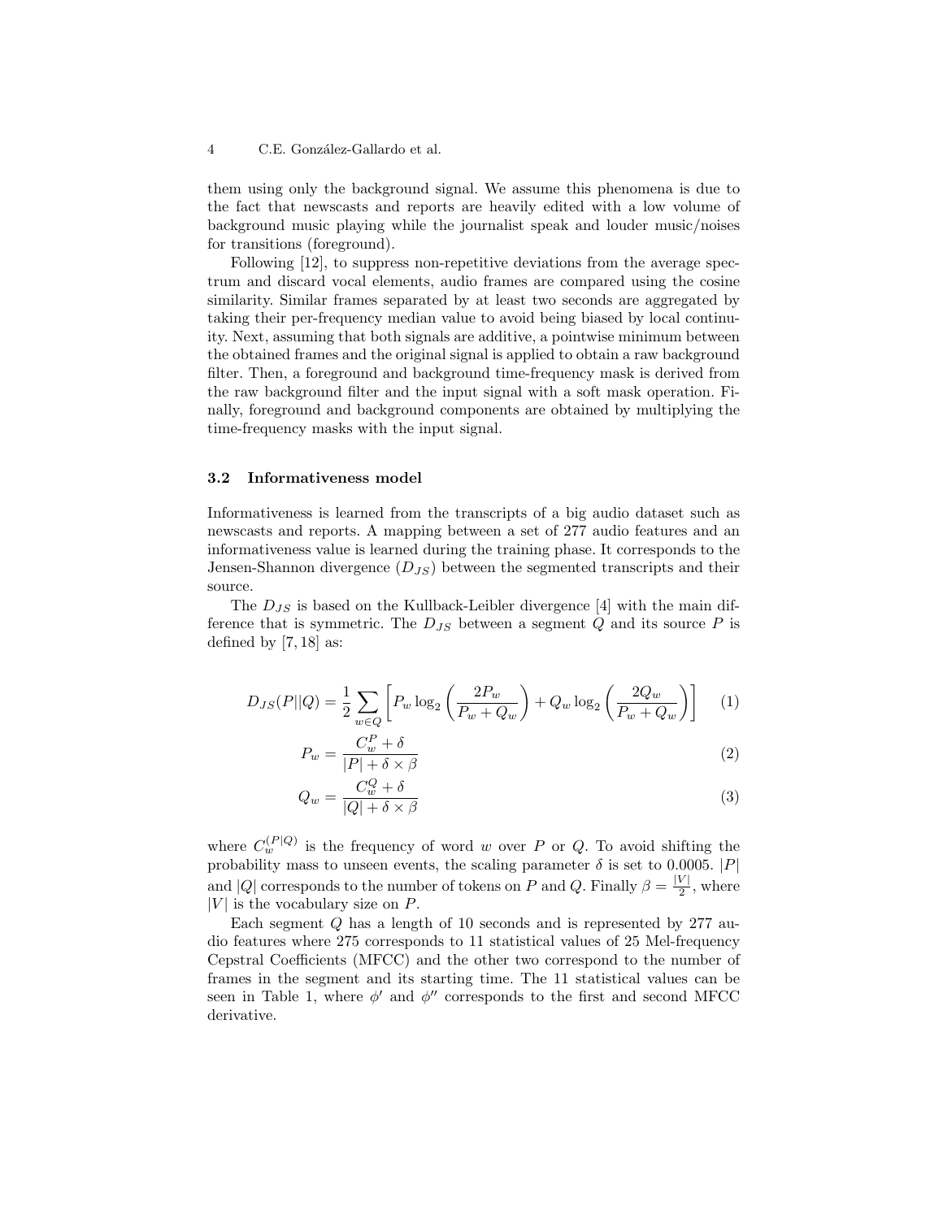them using only the background signal. We assume this phenomena is due to the fact that newscasts and reports are heavily edited with a low volume of background music playing while the journalist speak and louder music/noises for transitions (foreground).

Following [12], to suppress non-repetitive deviations from the average spectrum and discard vocal elements, audio frames are compared using the cosine similarity. Similar frames separated by at least two seconds are aggregated by taking their per-frequency median value to avoid being biased by local continuity. Next, assuming that both signals are additive, a pointwise minimum between the obtained frames and the original signal is applied to obtain a raw background filter. Then, a foreground and background time-frequency mask is derived from the raw background filter and the input signal with a soft mask operation. Finally, foreground and background components are obtained by multiplying the time-frequency masks with the input signal.

### 3.2 Informativeness model

Informativeness is learned from the transcripts of a big audio dataset such as newscasts and reports. A mapping between a set of 277 audio features and an informativeness value is learned during the training phase. It corresponds to the Jensen-Shannon divergence ($D_{JS}$) between the segmented transcripts and their source.

The $D_{JS}$ is based on the Kullback-Leibler divergence [4] with the main difference that is symmetric. The $D_{JS}$ between a segment $Q$ and its source $P$ is defined by [7, 18] as:

$$D_{JS}(P||Q) = \frac{1}{2} \sum_{w \in Q} \left[ P_w \log_2 \left( \frac{2P_w}{P_w + Q_w} \right) + Q_w \log_2 \left( \frac{2Q_w}{P_w + Q_w} \right) \right] \quad (1)$$

$$P_w = \frac{C_w^P + \delta}{|P| + \delta \times \beta} \quad (2)$$

$$Q_w = \frac{C_w^Q + \delta}{|Q| + \delta \times \beta} \quad (3)$$

where $C_w^{(P|Q)}$ is the frequency of word $w$ over $P$ or $Q$. To avoid shifting the probability mass to unseen events, the scaling parameter $\delta$ is set to 0.0005. $|P|$ and $|Q|$ corresponds to the number of tokens on $P$ and $Q$. Finally $\beta = \frac{|V|}{2}$, where $|V|$ is the vocabulary size on $P$.

Each segment $Q$ has a length of 10 seconds and is represented by 277 audio features where 275 corresponds to 11 statistical values of 25 Mel-frequency Cepstral Coefficients (MFCC) and the other two correspond to the number of frames in the segment and its starting time. The 11 statistical values can be seen in Table 1, where $\phi'$ and $\phi''$ corresponds to the first and second MFCC derivative.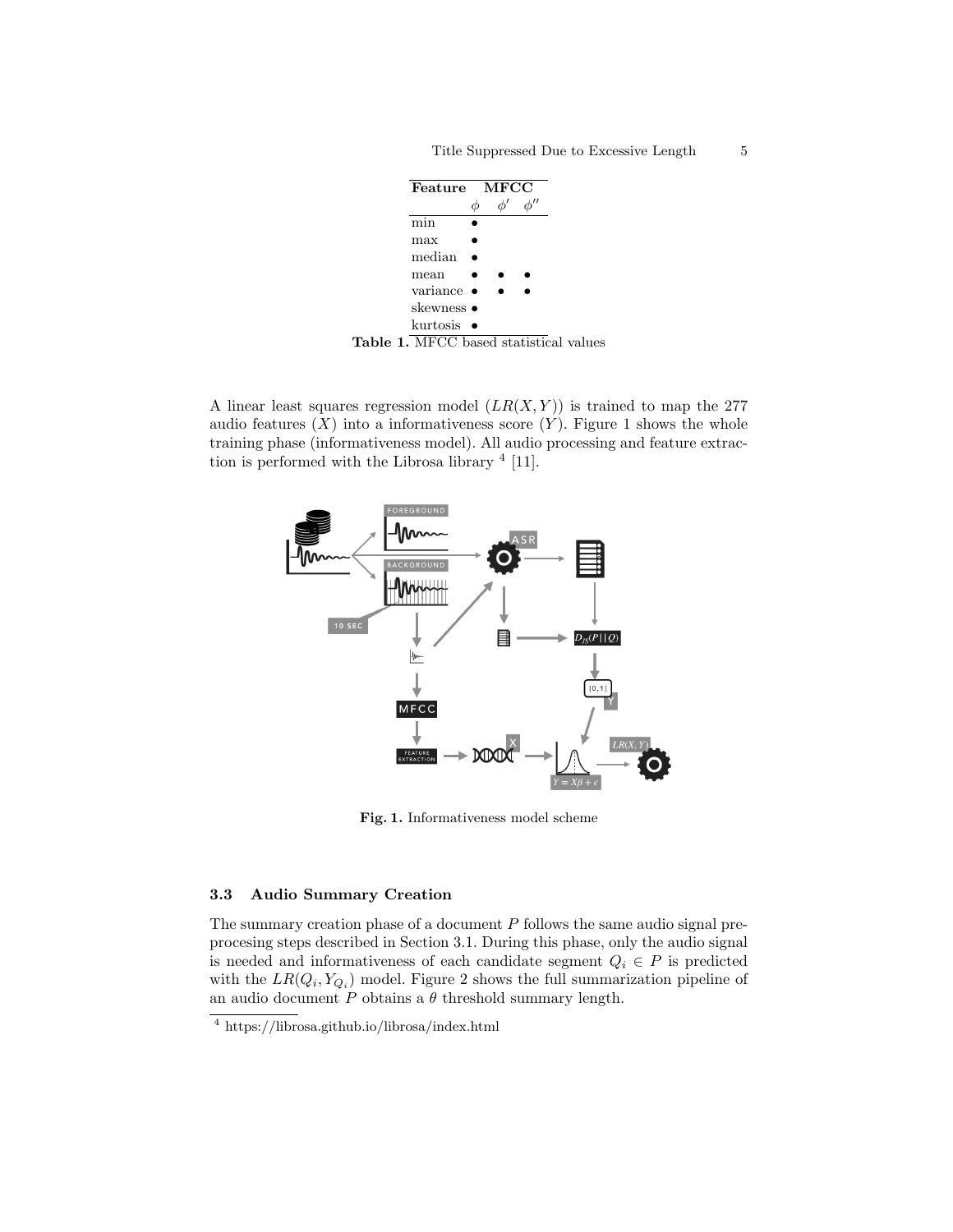| Feature | MFCC | | |
|---|---|---|---|
| | $\phi$ | $\phi'$ | $\phi''$ |
| min | • | | |
| max | • | | |
| median | • | | |
| mean | • | • | • |
| variance | • | • | • |
| skewness | • | | |
| kurtosis | • | | |

**Table 1.** MFCC based statistical values

A linear least squares regression model ($LR(X, Y)$) is trained to map the 277 audio features ($X$) into a informativeness score ($Y$). Figure 1 shows the whole training phase (informativeness model). All audio processing and feature extraction is performed with the Librosa library [4] [11].

FOREGROUND
BACKGROUND
10 SEC
ASR
$D_{JS}(P||Q)$
[0,1]
Y
MFCC
FEATURE EXTRACTION
X
$LR(X, Y)$
$Y = X\beta + \epsilon$

**Fig. 1.** Informativeness model scheme

### 3.3 Audio Summary Creation

The summary creation phase of a document $P$ follows the same audio signal preprocesing steps described in Section 3.1. During this phase, only the audio signal is needed and informativeness of each candidate segment $Q_i \in P$ is predicted with the $LR(Q_i, Y_{Q_i})$ model. Figure 2 shows the full summarization pipeline of an audio document $P$ obtains a $\theta$ threshold summary length.

[4] https://librosa.github.io/librosa/index.html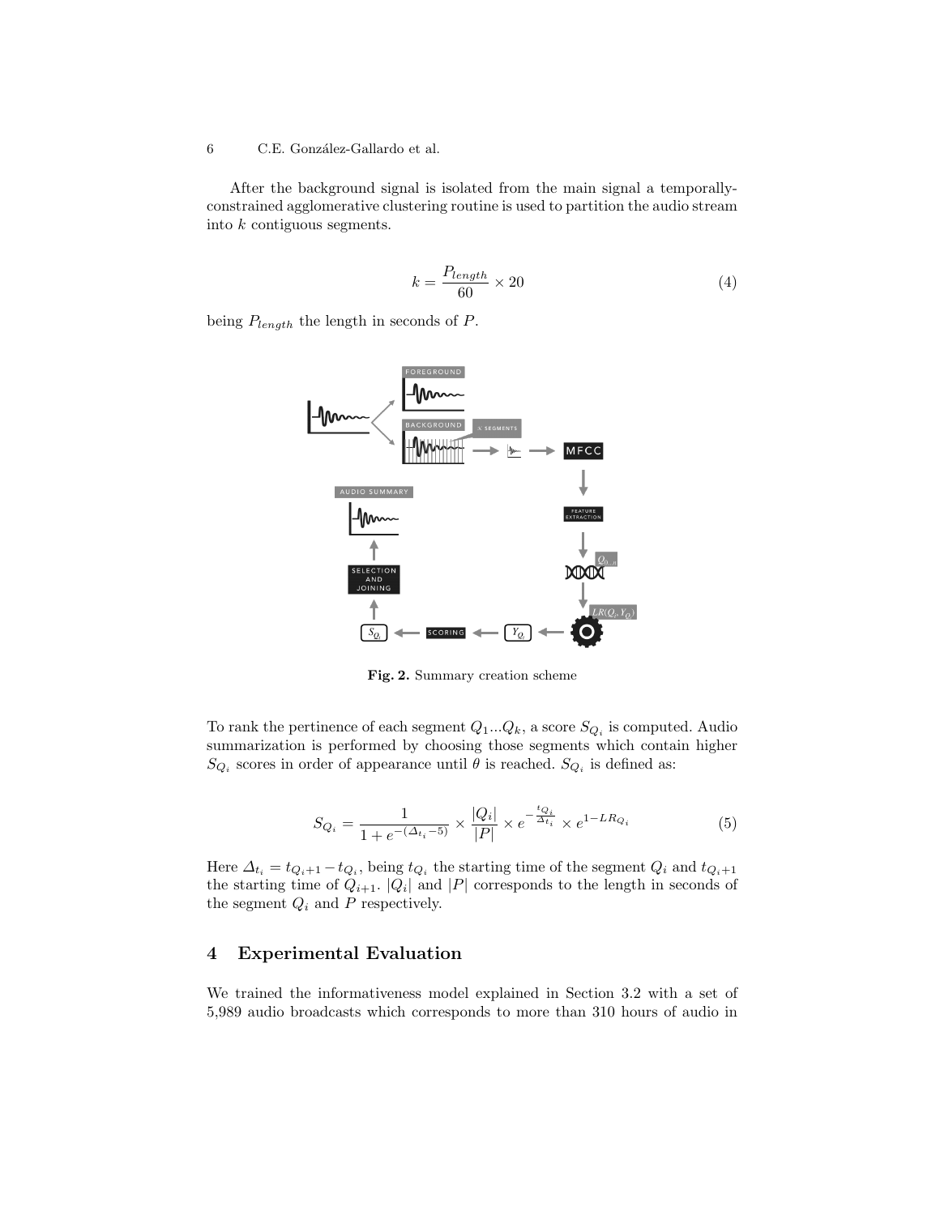After the background signal is isolated from the main signal a temporally-constrained agglomerative clustering routine is used to partition the audio stream into $k$ contiguous segments.

$$k = \frac{P_{length}}{60} \times 20 \tag{4}$$

being $P_{length}$ the length in seconds of $P$.

FOREGROUND

BACKGROUND

K SEGMENTS

MFCC

FEATURE EXTRACTION

$Q_{0...n}$

$LR(Q_i, Y_Q)$

AUDIO SUMMARY

SELECTION AND JOINING

$S_{Q_i}$

SCORING

$Y_{Q_i}$

**Fig. 2.** Summary creation scheme

To rank the pertinence of each segment $Q_1...Q_k$, a score $S_{Q_i}$ is computed. Audio summarization is performed by choosing those segments which contain higher $S_{Q_i}$ scores in order of appearance until $\theta$ is reached. $S_{Q_i}$ is defined as:

$$S_{Q_i} = \frac{1}{1 + e^{-(\Delta_{t_i} - 5)}} \times \frac{|Q_i|}{|P|} \times e^{-\frac{t_{Q_i}}{\Delta_{t_i}}} \times e^{1 - LR_{Q_i}} \tag{5}$$

Here $\Delta_{t_i} = t_{Q_i+1} - t_{Q_i}$, being $t_{Q_i}$ the starting time of the segment $Q_i$ and $t_{Q_i+1}$ the starting time of $Q_{i+1}$. $|Q_i|$ and $|P|$ corresponds to the length in seconds of the segment $Q_i$ and $P$ respectively.

## 4 Experimental Evaluation

We trained the informativeness model explained in Section 3.2 with a set of 5,989 audio broadcasts which corresponds to more than 310 hours of audio in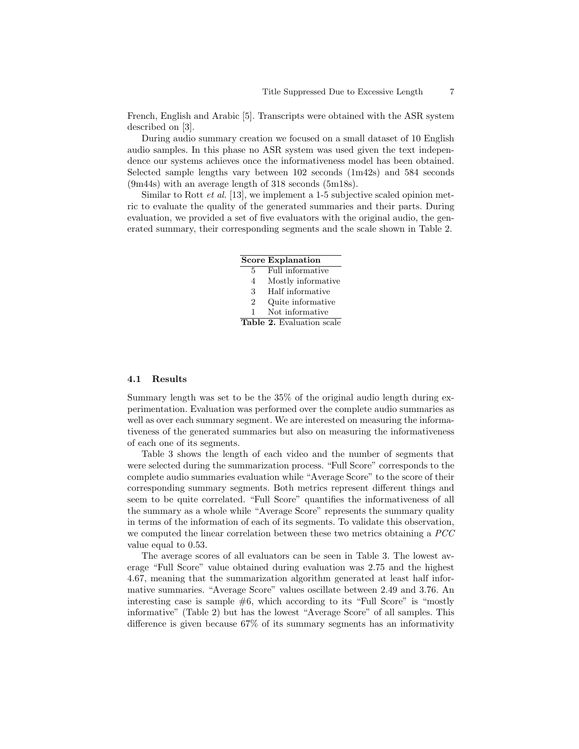French, English and Arabic [5]. Transcripts were obtained with the ASR system described on [3].

During audio summary creation we focused on a small dataset of 10 English audio samples. In this phase no ASR system was used given the text independence our systems achieves once the informativeness model has been obtained. Selected sample lengths vary between 102 seconds (1m42s) and 584 seconds (9m44s) with an average length of 318 seconds (5m18s).

Similar to Rott *et al.* [13], we implement a 1-5 subjective scaled opinion metric to evaluate the quality of the generated summaries and their parts. During evaluation, we provided a set of five evaluators with the original audio, the generated summary, their corresponding segments and the scale shown in Table 2.

| Score | Explanation |
|---|---|
| 5 | Full informative |
| 4 | Mostly informative |
| 3 | Half informative |
| 2 | Quite informative |
| 1 | Not informative |

**Table 2.** Evaluation scale

### 4.1 Results

Summary length was set to be the 35% of the original audio length during experimentation. Evaluation was performed over the complete audio summaries as well as over each summary segment. We are interested on measuring the informativeness of the generated summaries but also on measuring the informativeness of each one of its segments.

Table 3 shows the length of each video and the number of segments that were selected during the summarization process. "Full Score" corresponds to the complete audio summaries evaluation while "Average Score" to the score of their corresponding summary segments. Both metrics represent different things and seem to be quite correlated. "Full Score" quantifies the informativeness of all the summary as a whole while "Average Score" represents the summary quality in terms of the information of each of its segments. To validate this observation, we computed the linear correlation between these two metrics obtaining a *PCC* value equal to 0.53.

The average scores of all evaluators can be seen in Table 3. The lowest average "Full Score" value obtained during evaluation was 2.75 and the highest 4.67, meaning that the summarization algorithm generated at least half informative summaries. "Average Score" values oscillate between 2.49 and 3.76. An interesting case is sample #6, which according to its "Full Score" is "mostly informative" (Table 2) but has the lowest "Average Score" of all samples. This difference is given because 67% of its summary segments has an informativity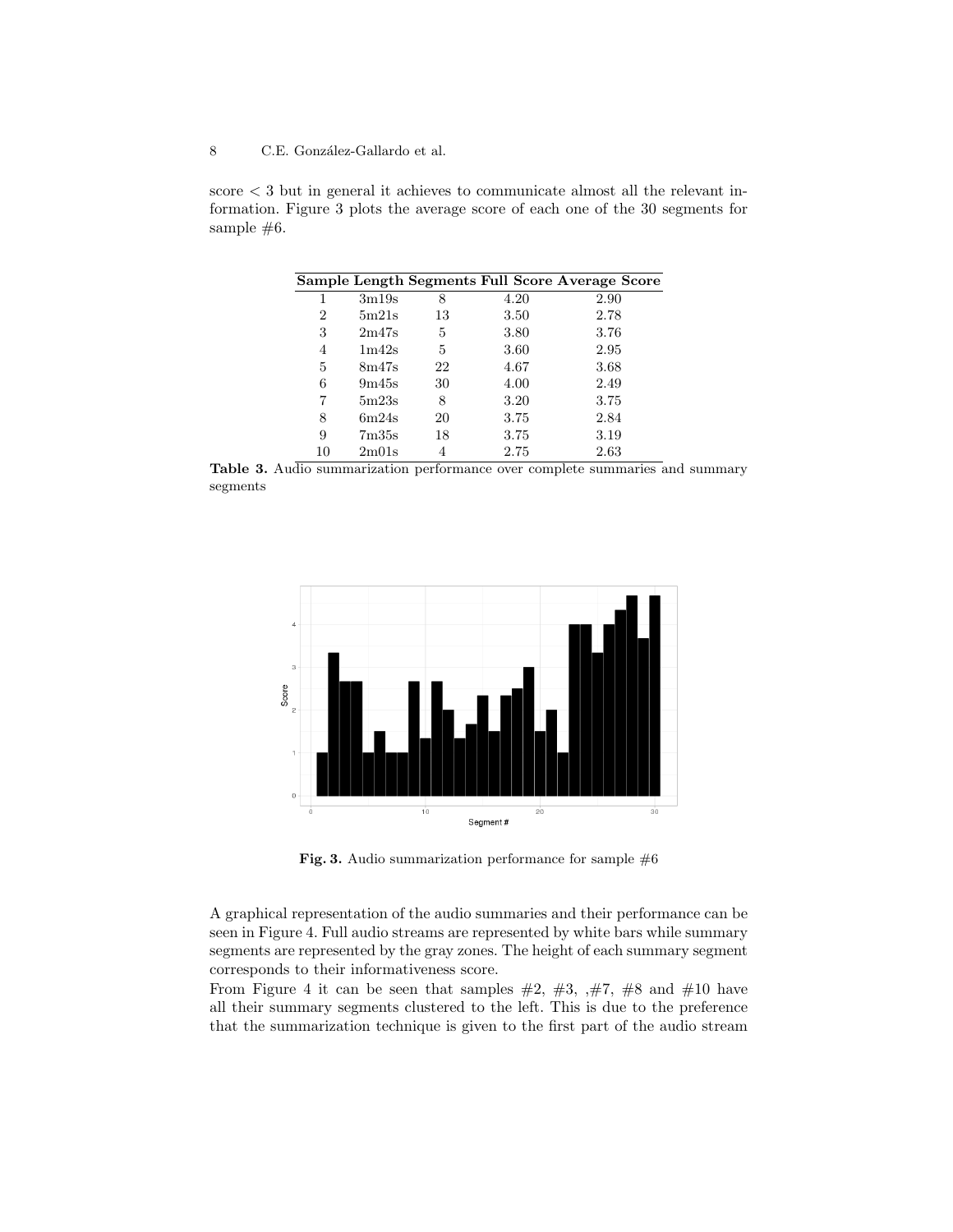score $< 3$ but in general it achieves to communicate almost all the relevant information. Figure 3 plots the average score of each one of the 30 segments for sample #6.

| Sample | Length | Segments | Full Score | Average Score |
|---|---|---|---|---|
| 1 | 3m19s | 8 | 4.20 | 2.90 |
| 2 | 5m21s | 13 | 3.50 | 2.78 |
| 3 | 2m47s | 5 | 3.80 | 3.76 |
| 4 | 1m42s | 5 | 3.60 | 2.95 |
| 5 | 8m47s | 22 | 4.67 | 3.68 |
| 6 | 9m45s | 30 | 4.00 | 2.49 |
| 7 | 5m23s | 8 | 3.20 | 3.75 |
| 8 | 6m24s | 20 | 3.75 | 2.84 |
| 9 | 7m35s | 18 | 3.75 | 3.19 |
| 10 | 2m01s | 4 | 2.75 | 2.63 |

**Table 3.** Audio summarization performance over complete summaries and summary segments

Score

4
3
2
1
0

0
10
20
30

Segment #

**Fig. 3.** Audio summarization performance for sample #6

A graphical representation of the audio summaries and their performance can be seen in Figure 4. Full audio streams are represented by white bars while summary segments are represented by the gray zones. The height of each summary segment corresponds to their informativeness score.

From Figure 4 it can be seen that samples #2, #3, ,#7, #8 and #10 have all their summary segments clustered to the left. This is due to the preference that the summarization technique is given to the first part of the audio stream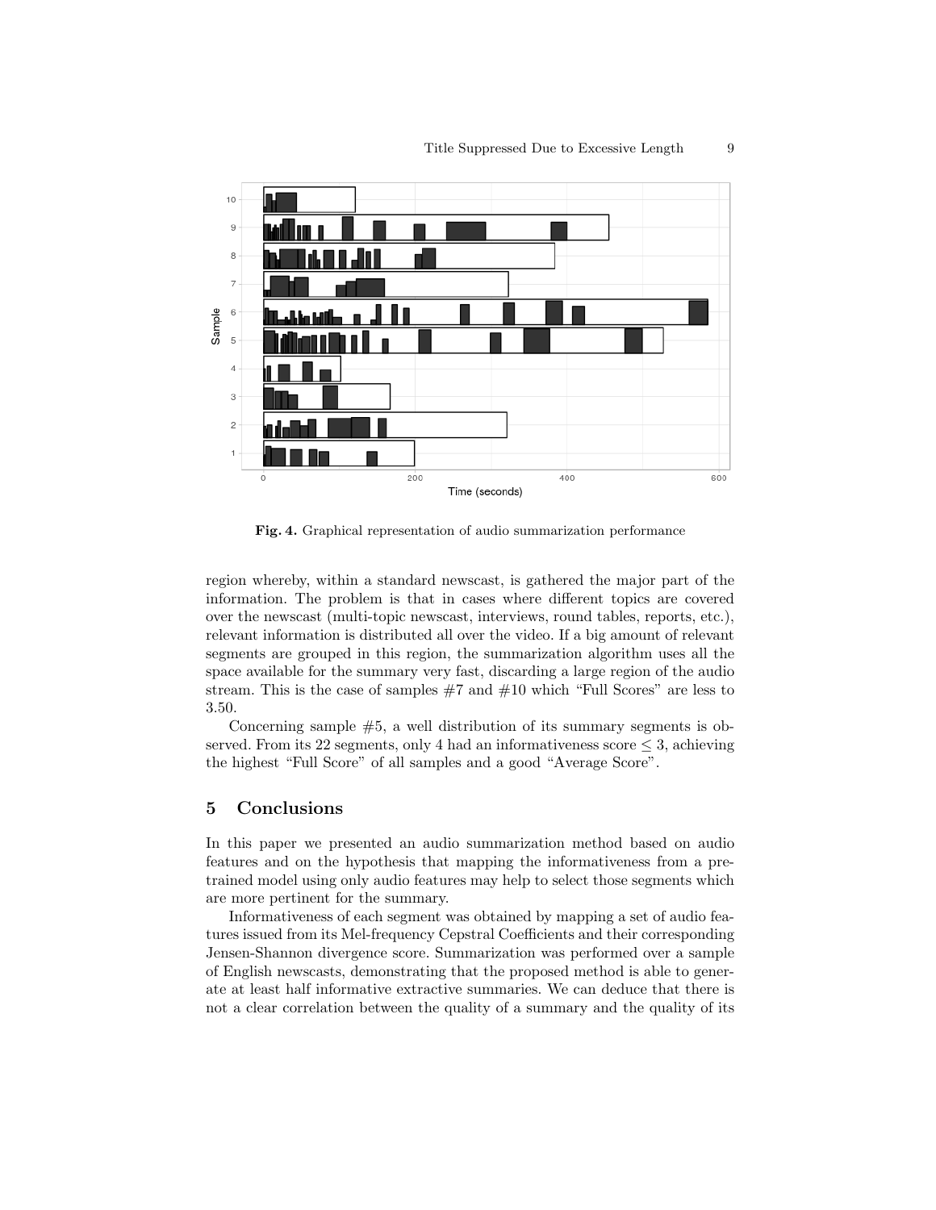Sample

10

9

8

7

6

5

4

3

2

1

0

200

400

600

Time (seconds)

**Fig. 4.** Graphical representation of audio summarization performance

region whereby, within a standard newscast, is gathered the major part of the information. The problem is that in cases where different topics are covered over the newscast (multi-topic newscast, interviews, round tables, reports, etc.), relevant information is distributed all over the video. If a big amount of relevant segments are grouped in this region, the summarization algorithm uses all the space available for the summary very fast, discarding a large region of the audio stream. This is the case of samples #7 and #10 which "Full Scores" are less to 3.50.

Concerning sample #5, a well distribution of its summary segments is observed. From its 22 segments, only 4 had an informativeness score $\leq 3$, achieving the highest "Full Score" of all samples and a good "Average Score".

## 5 Conclusions

In this paper we presented an audio summarization method based on audio features and on the hypothesis that mapping the informativeness from a pre-trained model using only audio features may help to select those segments which are more pertinent for the summary.

Informativeness of each segment was obtained by mapping a set of audio features issued from its Mel-frequency Cepstral Coefficients and their corresponding Jensen-Shannon divergence score. Summarization was performed over a sample of English newscasts, demonstrating that the proposed method is able to generate at least half informative extractive summaries. We can deduce that there is not a clear correlation between the quality of a summary and the quality of its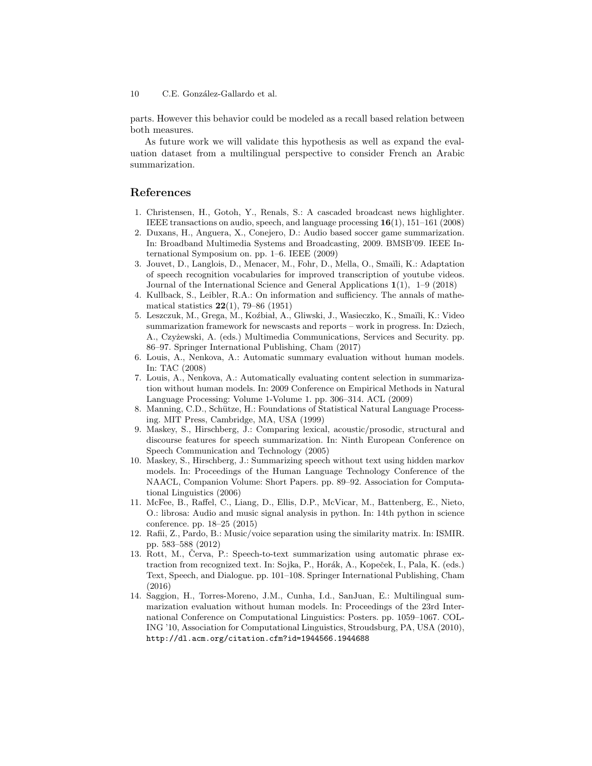parts. However this behavior could be modeled as a recall based relation between both measures.

As future work we will validate this hypothesis as well as expand the evaluation dataset from a multilingual perspective to consider French an Arabic summarization.

## References

1. Christensen, H., Gotoh, Y., Renals, S.: A cascaded broadcast news highlighter. IEEE transactions on audio, speech, and language processing **16**(1), 151–161 (2008)
2. Duxans, H., Anguera, X., Conejero, D.: Audio based soccer game summarization. In: Broadband Multimedia Systems and Broadcasting, 2009. BMSB'09. IEEE International Symposium on. pp. 1–6. IEEE (2009)
3. Jouvet, D., Langlois, D., Menacer, M., Fohr, D., Mella, O., Smaïli, K.: Adaptation of speech recognition vocabularies for improved transcription of youtube videos. Journal of the International Science and General Applications **1**(1), 1–9 (2018)
4. Kullback, S., Leibler, R.A.: On information and sufficiency. The annals of mathematical statistics **22**(1), 79–86 (1951)
5. Leszczuk, M., Grega, M., Koźbiał, A., Gliwski, J., Wasieczko, K., Smaïli, K.: Video summarization framework for newscasts and reports – work in progress. In: Dziech, A., Czyżewski, A. (eds.) Multimedia Communications, Services and Security. pp. 86–97. Springer International Publishing, Cham (2017)
6. Louis, A., Nenkova, A.: Automatic summary evaluation without human models. In: TAC (2008)
7. Louis, A., Nenkova, A.: Automatically evaluating content selection in summarization without human models. In: 2009 Conference on Empirical Methods in Natural Language Processing: Volume 1-Volume 1. pp. 306–314. ACL (2009)
8. Manning, C.D., Schütze, H.: Foundations of Statistical Natural Language Processing. MIT Press, Cambridge, MA, USA (1999)
9. Maskey, S., Hirschberg, J.: Comparing lexical, acoustic/prosodic, structural and discourse features for speech summarization. In: Ninth European Conference on Speech Communication and Technology (2005)
10. Maskey, S., Hirschberg, J.: Summarizing speech without text using hidden markov models. In: Proceedings of the Human Language Technology Conference of the NAACL, Companion Volume: Short Papers. pp. 89–92. Association for Computational Linguistics (2006)
11. McFee, B., Raffel, C., Liang, D., Ellis, D.P., McVicar, M., Battenberg, E., Nieto, O.: librosa: Audio and music signal analysis in python. In: 14th python in science conference. pp. 18–25 (2015)
12. Rafii, Z., Pardo, B.: Music/voice separation using the similarity matrix. In: ISMIR. pp. 583–588 (2012)
13. Rott, M., Červa, P.: Speech-to-text summarization using automatic phrase extraction from recognized text. In: Sojka, P., Horák, A., Kopeček, I., Pala, K. (eds.) Text, Speech, and Dialogue. pp. 101–108. Springer International Publishing, Cham (2016)
14. Saggion, H., Torres-Moreno, J.M., Cunha, I.d., SanJuan, E.: Multilingual summarization evaluation without human models. In: Proceedings of the 23rd International Conference on Computational Linguistics: Posters. pp. 1059–1067. COLING '10, Association for Computational Linguistics, Stroudsburg, PA, USA (2010), http://dl.acm.org/citation.cfm?id=1944566.1944688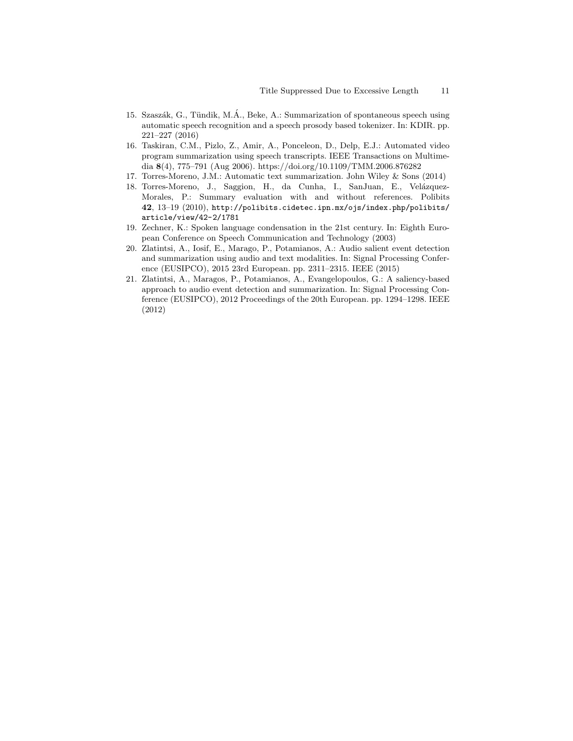15. Szaszák, G., Tündik, M.Á., Beke, A.: Summarization of spontaneous speech using automatic speech recognition and a speech prosody based tokenizer. In: KDIR. pp. 221–227 (2016)
16. Taskiran, C.M., Pizlo, Z., Amir, A., Ponceleon, D., Delp, E.J.: Automated video program summarization using speech transcripts. IEEE Transactions on Multimedia **8**(4), 775–791 (Aug 2006). https://doi.org/10.1109/TMM.2006.876282
17. Torres-Moreno, J.M.: Automatic text summarization. John Wiley & Sons (2014)
18. Torres-Moreno, J., Saggion, H., da Cunha, I., SanJuan, E., Velázquez-Morales, P.: Summary evaluation with and without references. Polibits **42**, 13–19 (2010), `http://polibits.cidetec.ipn.mx/ojs/index.php/polibits/article/view/42-2/1781`
19. Zechner, K.: Spoken language condensation in the 21st century. In: Eighth European Conference on Speech Communication and Technology (2003)
20. Zlatintsi, A., Iosif, E., Marago, P., Potamianos, A.: Audio salient event detection and summarization using audio and text modalities. In: Signal Processing Conference (EUSIPCO), 2015 23rd European. pp. 2311–2315. IEEE (2015)
21. Zlatintsi, A., Maragos, P., Potamianos, A., Evangelopoulos, G.: A saliency-based approach to audio event detection and summarization. In: Signal Processing Conference (EUSIPCO), 2012 Proceedings of the 20th European. pp. 1294–1298. IEEE (2012)